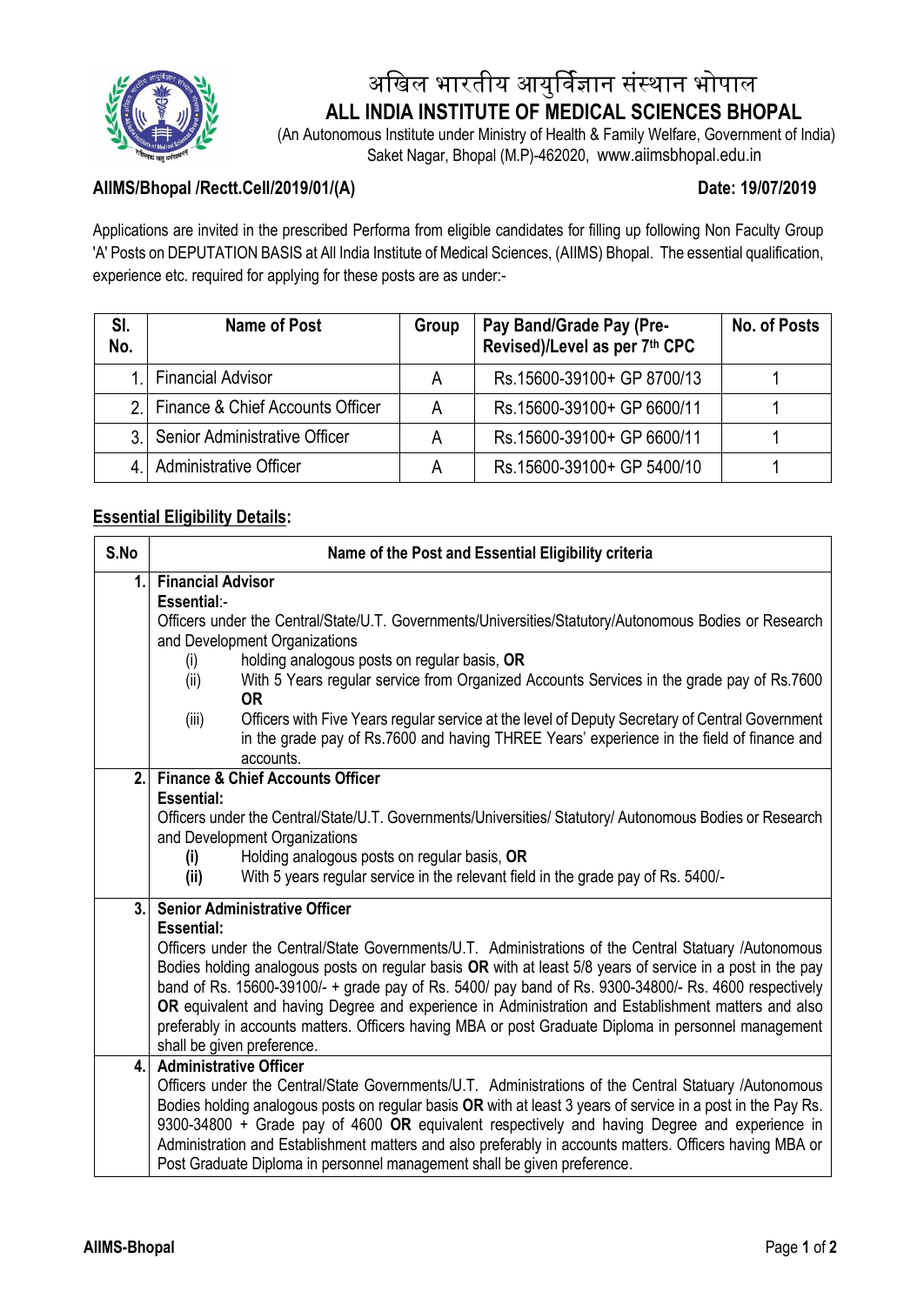# अखिल भारतीय आयुर्विज्ञान संस्थान भोपाल

# ALL INDIA INSTITUTE OF MEDICAL SCIENCES BHOPAL

(An Autonomous Institute under Ministry of Health & Family Welfare, Government of India)
Saket Nagar, Bhopal (M.P)-462020, www.aiimsbhopal.edu.in

**AIIMS/Bhopal /Rectt.Cell/2019/01/(A)** **Date: 19/07/2019**

Applications are invited in the prescribed Performa from eligible candidates for filling up following Non Faculty Group 'A' Posts on DEPUTATION BASIS at All India Institute of Medical Sciences, (AIIMS) Bhopal. The essential qualification, experience etc. required for applying for these posts are as under:-

| Sl. No. | Name of Post | Group | Pay Band/Grade Pay (Pre-Revised)/Level as per 7th CPC | No. of Posts |
|---|---|---|---|---|
| 1. | Financial Advisor | A | Rs.15600-39100+ GP 8700/13 | 1 |
| 2. | Finance & Chief Accounts Officer | A | Rs.15600-39100+ GP 6600/11 | 1 |
| 3. | Senior Administrative Officer | A | Rs.15600-39100+ GP 6600/11 | 1 |
| 4. | Administrative Officer | A | Rs.15600-39100+ GP 5400/10 | 1 |

**Essential Eligibility Details:**

| S.No | Name of the Post and Essential Eligibility criteria |
|---|---|
| 1. | **Financial Advisor**<br>**Essential**:-<br>Officers under the Central/State/U.T. Governments/Universities/Statutory/Autonomous Bodies or Research and Development Organizations<br>(i) holding analogous posts on regular basis, **OR**<br>(ii) With 5 Years regular service from Organized Accounts Services in the grade pay of Rs.7600 **OR**<br>(iii) Officers with Five Years regular service at the level of Deputy Secretary of Central Government in the grade pay of Rs.7600 and having THREE Years' experience in the field of finance and accounts. |
| 2. | **Finance & Chief Accounts Officer**<br>**Essential:**<br>Officers under the Central/State/U.T. Governments/Universities/ Statutory/ Autonomous Bodies or Research and Development Organizations<br>**(i)** Holding analogous posts on regular basis, **OR**<br>**(ii)** With 5 years regular service in the relevant field in the grade pay of Rs. 5400/- |
| 3. | **Senior Administrative Officer**<br>**Essential:**<br>Officers under the Central/State Governments/U.T. Administrations of the Central Statuary /Autonomous Bodies holding analogous posts on regular basis **OR** with at least 5/8 years of service in a post in the pay band of Rs. 15600-39100/- + grade pay of Rs. 5400/ pay band of Rs. 9300-34800/- Rs. 4600 respectively **OR** equivalent and having Degree and experience in Administration and Establishment matters and also preferably in accounts matters. Officers having MBA or post Graduate Diploma in personnel management shall be given preference. |
| 4. | **Administrative Officer**<br>Officers under the Central/State Governments/U.T. Administrations of the Central Statuary /Autonomous Bodies holding analogous posts on regular basis **OR** with at least 3 years of service in a post in the Pay Rs. 9300-34800 + Grade pay of 4600 **OR** equivalent respectively and having Degree and experience in Administration and Establishment matters and also preferably in accounts matters. Officers having MBA or Post Graduate Diploma in personnel management shall be given preference. |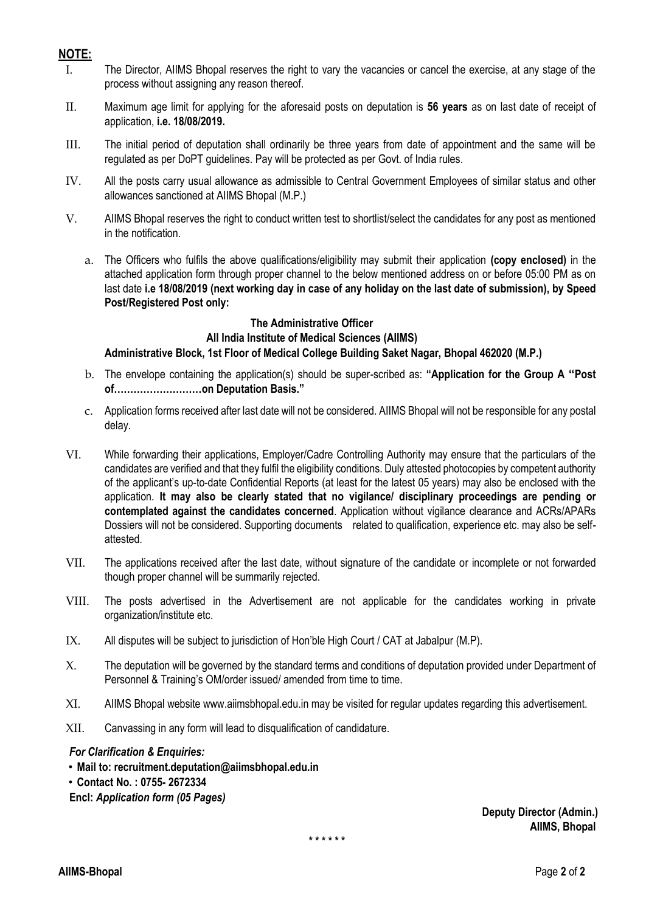**NOTE:**

I. The Director, AIIMS Bhopal reserves the right to vary the vacancies or cancel the exercise, at any stage of the process without assigning any reason thereof.

II. Maximum age limit for applying for the aforesaid posts on deputation is **56 years** as on last date of receipt of application, **i.e. 18/08/2019.**

III. The initial period of deputation shall ordinarily be three years from date of appointment and the same will be regulated as per DoPT guidelines. Pay will be protected as per Govt. of India rules.

IV. All the posts carry usual allowance as admissible to Central Government Employees of similar status and other allowances sanctioned at AIIMS Bhopal (M.P.)

V. AIIMS Bhopal reserves the right to conduct written test to shortlist/select the candidates for any post as mentioned in the notification.

   a. The Officers who fulfils the above qualifications/eligibility may submit their application **(copy enclosed)** in the attached application form through proper channel to the below mentioned address on or before 05:00 PM as on last date **i.e 18/08/2019 (next working day in case of any holiday on the last date of submission), by Speed Post/Registered Post only:**

   **The Administrative Officer**
   **All India Institute of Medical Sciences (AIIMS)**
   **Administrative Block, 1st Floor of Medical College Building Saket Nagar, Bhopal 462020 (M.P.)**

   b. The envelope containing the application(s) should be super-scribed as: **"Application for the Group A "Post of………………………on Deputation Basis."**

   c. Application forms received after last date will not be considered. AIIMS Bhopal will not be responsible for any postal delay.

VI. While forwarding their applications, Employer/Cadre Controlling Authority may ensure that the particulars of the candidates are verified and that they fulfil the eligibility conditions. Duly attested photocopies by competent authority of the applicant's up-to-date Confidential Reports (at least for the latest 05 years) may also be enclosed with the application. **It may also be clearly stated that no vigilance/ disciplinary proceedings are pending or contemplated against the candidates concerned**. Application without vigilance clearance and ACRs/APARs Dossiers will not be considered. Supporting documents related to qualification, experience etc. may also be self-attested.

VII. The applications received after the last date, without signature of the candidate or incomplete or not forwarded though proper channel will be summarily rejected.

VIII. The posts advertised in the Advertisement are not applicable for the candidates working in private organization/institute etc.

IX. All disputes will be subject to jurisdiction of Hon'ble High Court / CAT at Jabalpur (M.P).

X. The deputation will be governed by the standard terms and conditions of deputation provided under Department of Personnel & Training's OM/order issued/ amended from time to time.

XI. AIIMS Bhopal website www.aiimsbhopal.edu.in may be visited for regular updates regarding this advertisement.

XII. Canvassing in any form will lead to disqualification of candidature.

***For Clarification & Enquiries:***

- **Mail to: recruitment.deputation@aiimsbhopal.edu.in**
- **Contact No. : 0755- 2672334**

**Encl:** ***Application form (05 Pages)***

**Deputy Director (Admin.)**
**AIIMS, Bhopal**

\* \* \* \* \* \*